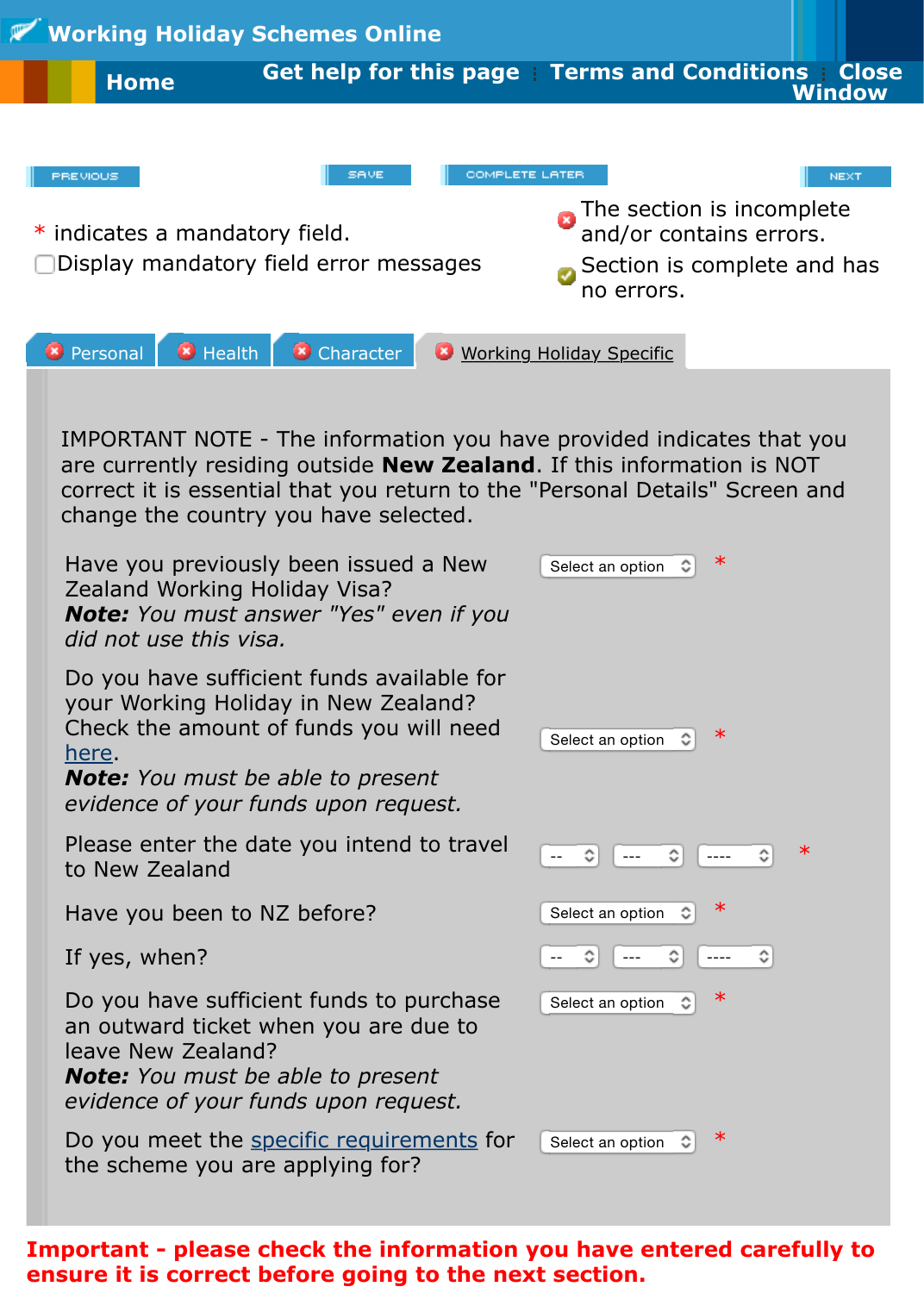# Working Holiday Schemes Online

Home | Get help for this page | Terms and Conditions | Close Window

PREVIOUS | SAVE | COMPLETE LATER | NEXT

* indicates a mandatory field.

Display mandatory field error messages

The section is incomplete and/or contains errors.

Section is complete and has no errors.

Personal | Health | Character | Working Holiday Specific

IMPORTANT NOTE - The information you have provided indicates that you are currently residing outside **New Zealand**. If this information is NOT correct it is essential that you return to the "Personal Details" Screen and change the country you have selected.

| | | |
|---|---|---|
| Have you previously been issued a New Zealand Working Holiday Visa? ***Note:*** *You must answer "Yes" even if you did not use this visa.* | Select an option | * |
| Do you have sufficient funds available for your Working Holiday in New Zealand? Check the amount of funds you will need here. ***Note:*** *You must be able to present evidence of your funds upon request.* | Select an option | * |
| Please enter the date you intend to travel to New Zealand | -- / --- / ---- | * |
| Have you been to NZ before? | Select an option | * |
| If yes, when? | -- / --- / ---- | |
| Do you have sufficient funds to purchase an outward ticket when you are due to leave New Zealand? ***Note:*** *You must be able to present evidence of your funds upon request.* | Select an option | * |
| Do you meet the specific requirements for the scheme you are applying for? | Select an option | * |

**Important - please check the information you have entered carefully to ensure it is correct before going to the next section.**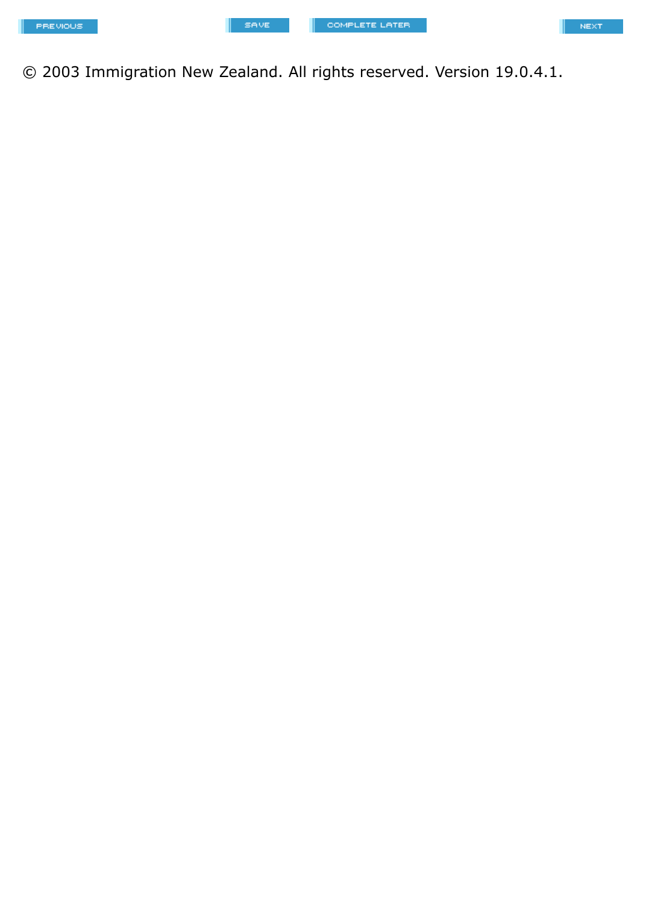PREVIOUS SAVE COMPLETE LATER NEXT

© 2003 Immigration New Zealand. All rights reserved. Version 19.0.4.1.